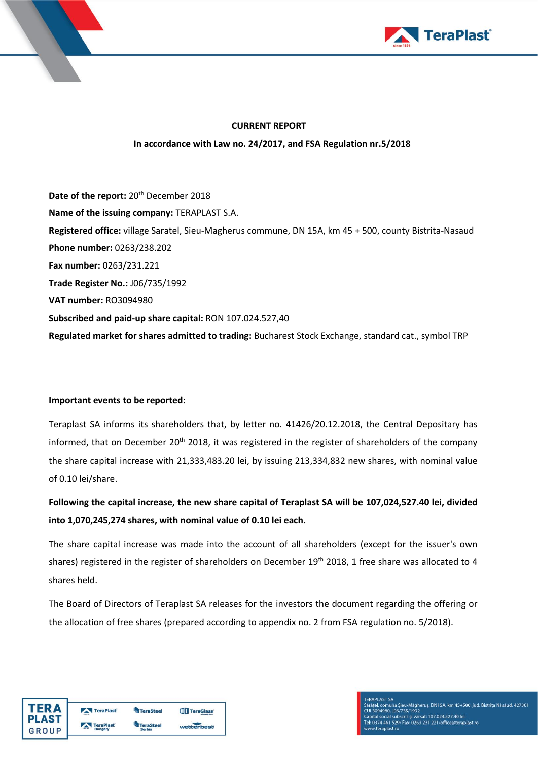**CURRENT REPORT**

**In accordance with Law no. 24/2017, and FSA Regulation nr.5/2018**

**Date of the report:** 20th December 2018

**Name of the issuing company:** TERAPLAST S.A.

**Registered office:** village Saratel, Sieu-Magherus commune, DN 15A, km 45 + 500, county Bistrita-Nasaud

**Phone number:** 0263/238.202

**Fax number:** 0263/231.221

**Trade Register No.:** J06/735/1992

**VAT number:** RO3094980

**Subscribed and paid-up share capital:** RON 107.024.527,40

**Regulated market for shares admitted to trading:** Bucharest Stock Exchange, standard cat., symbol TRP

**<u>Important events to be reported:</u>**

Teraplast SA informs its shareholders that, by letter no. 41426/20.12.2018, the Central Depositary has informed, that on December 20th 2018, it was registered in the register of shareholders of the company the share capital increase with 21,333,483.20 lei, by issuing 213,334,832 new shares, with nominal value of 0.10 lei/share.

**Following the capital increase, the new share capital of Teraplast SA will be 107,024,527.40 lei, divided into 1,070,245,274 shares, with nominal value of 0.10 lei each.**

The share capital increase was made into the account of all shareholders (except for the issuer's own shares) registered in the register of shareholders on December 19th 2018, 1 free share was allocated to 4 shares held.

The Board of Directors of Teraplast SA releases for the investors the document regarding the offering or the allocation of free shares (prepared according to appendix no. 2 from FSA regulation no. 5/2018).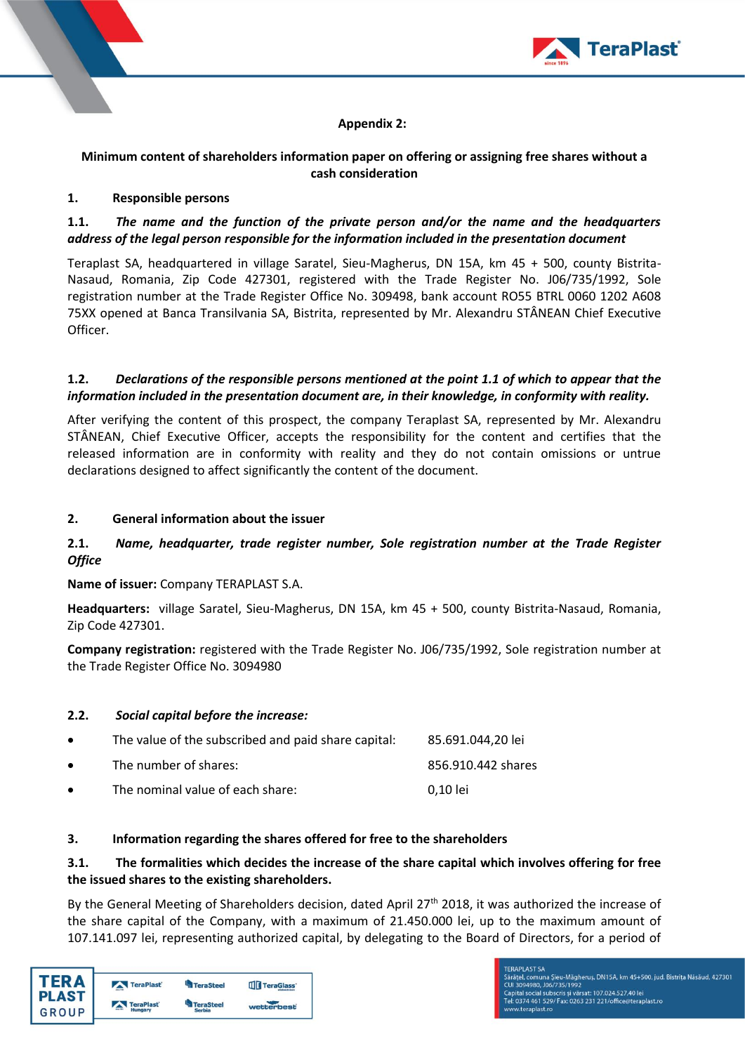**Appendix 2:**

**Minimum content of shareholders information paper on offering or assigning free shares without a cash consideration**

**1. Responsible persons**

**1.1. *The name and the function of the private person and/or the name and the headquarters address of the legal person responsible for the information included in the presentation document***

Teraplast SA, headquartered in village Saratel, Sieu-Magherus, DN 15A, km 45 + 500, county Bistrita-Nasaud, Romania, Zip Code 427301, registered with the Trade Register No. J06/735/1992, Sole registration number at the Trade Register Office No. 309498, bank account RO55 BTRL 0060 1202 A608 75XX opened at Banca Transilvania SA, Bistrita, represented by Mr. Alexandru STÂNEAN Chief Executive Officer.

**1.2. *Declarations of the responsible persons mentioned at the point 1.1 of which to appear that the information included in the presentation document are, in their knowledge, in conformity with reality.***

After verifying the content of this prospect, the company Teraplast SA, represented by Mr. Alexandru STÂNEAN, Chief Executive Officer, accepts the responsibility for the content and certifies that the released information are in conformity with reality and they do not contain omissions or untrue declarations designed to affect significantly the content of the document.

**2. General information about the issuer**

**2.1. *Name, headquarter, trade register number, Sole registration number at the Trade Register Office***

**Name of issuer:** Company TERAPLAST S.A.

**Headquarters:** village Saratel, Sieu-Magherus, DN 15A, km 45 + 500, county Bistrita-Nasaud, Romania, Zip Code 427301.

**Company registration:** registered with the Trade Register No. J06/735/1992, Sole registration number at the Trade Register Office No. 3094980

**2.2. *Social capital before the increase:***

- The value of the subscribed and paid share capital: 85.691.044,20 lei
- The number of shares: 856.910.442 shares
- The nominal value of each share: 0,10 lei

**3. Information regarding the shares offered for free to the shareholders**

**3.1. The formalities which decides the increase of the share capital which involves offering for free the issued shares to the existing shareholders.**

By the General Meeting of Shareholders decision, dated April 27th 2018, it was authorized the increase of the share capital of the Company, with a maximum of 21.450.000 lei, up to the maximum amount of 107.141.097 lei, representing authorized capital, by delegating to the Board of Directors, for a period of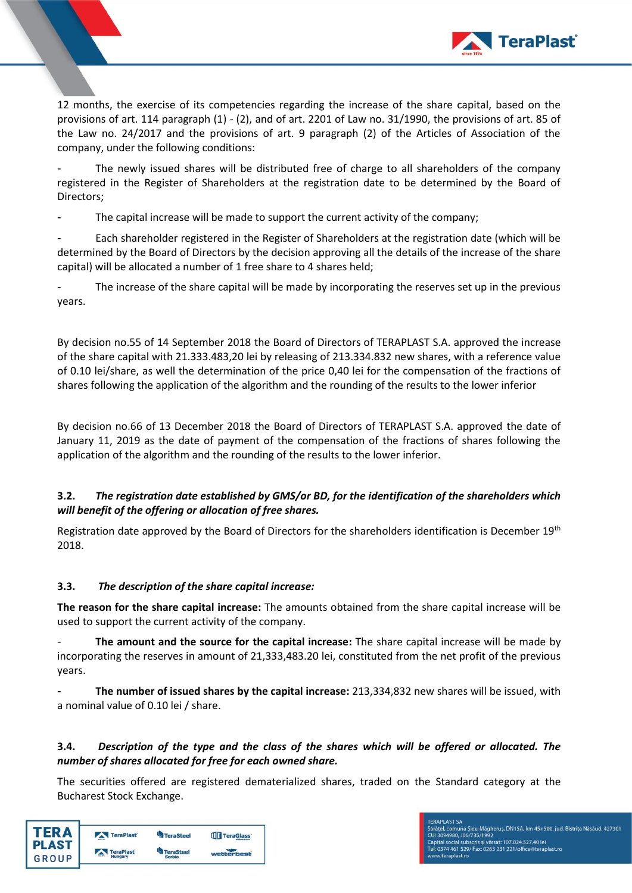12 months, the exercise of its competencies regarding the increase of the share capital, based on the provisions of art. 114 paragraph (1) - (2), and of art. 2201 of Law no. 31/1990, the provisions of art. 85 of the Law no. 24/2017 and the provisions of art. 9 paragraph (2) of the Articles of Association of the company, under the following conditions:

- The newly issued shares will be distributed free of charge to all shareholders of the company registered in the Register of Shareholders at the registration date to be determined by the Board of Directors;
- The capital increase will be made to support the current activity of the company;
- Each shareholder registered in the Register of Shareholders at the registration date (which will be determined by the Board of Directors by the decision approving all the details of the increase of the share capital) will be allocated a number of 1 free share to 4 shares held;
- The increase of the share capital will be made by incorporating the reserves set up in the previous years.

By decision no.55 of 14 September 2018 the Board of Directors of TERAPLAST S.A. approved the increase of the share capital with 21.333.483,20 lei by releasing of 213.334.832 new shares, with a reference value of 0.10 lei/share, as well the determination of the price 0,40 lei for the compensation of the fractions of shares following the application of the algorithm and the rounding of the results to the lower inferior

By decision no.66 of 13 December 2018 the Board of Directors of TERAPLAST S.A. approved the date of January 11, 2019 as the date of payment of the compensation of the fractions of shares following the application of the algorithm and the rounding of the results to the lower inferior.

**3.2. *The registration date established by GMS/or BD, for the identification of the shareholders which will benefit of the offering or allocation of free shares.***

Registration date approved by the Board of Directors for the shareholders identification is December 19th 2018.

**3.3. *The description of the share capital increase:***

**The reason for the share capital increase:** The amounts obtained from the share capital increase will be used to support the current activity of the company.

- **The amount and the source for the capital increase:** The share capital increase will be made by incorporating the reserves in amount of 21,333,483.20 lei, constituted from the net profit of the previous years.
- **The number of issued shares by the capital increase:** 213,334,832 new shares will be issued, with a nominal value of 0.10 lei / share.

**3.4. *Description of the type and the class of the shares which will be offered or allocated. The number of shares allocated for free for each owned share.***

The securities offered are registered dematerialized shares, traded on the Standard category at the Bucharest Stock Exchange.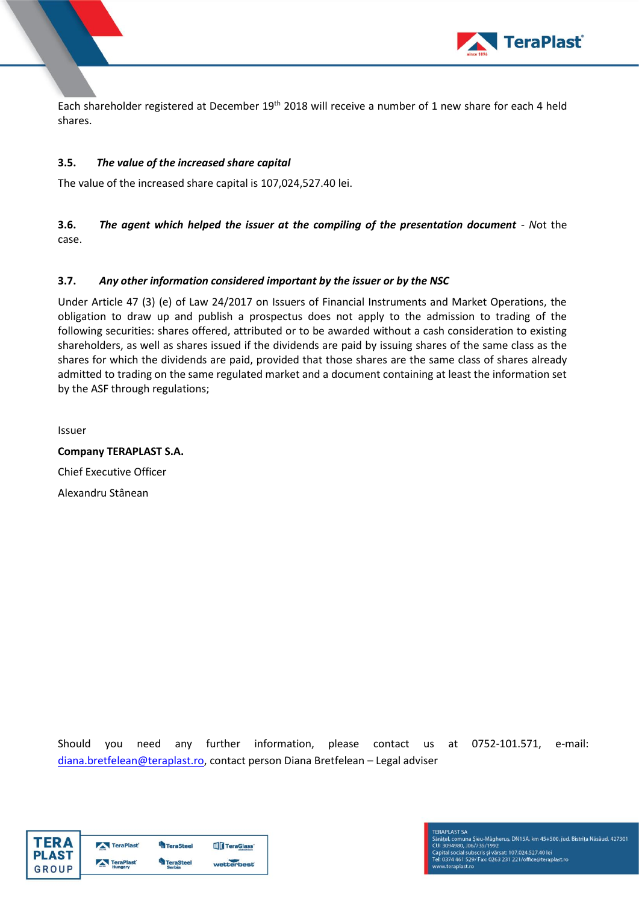Each shareholder registered at December 19th 2018 will receive a number of 1 new share for each 4 held shares.

### 3.5. *The value of the increased share capital*

The value of the increased share capital is 107,024,527.40 lei.

### 3.6. *The agent which helped the issuer at the compiling of the presentation document* - Not the case.

### 3.7. *Any other information considered important by the issuer or by the NSC*

Under Article 47 (3) (e) of Law 24/2017 on Issuers of Financial Instruments and Market Operations, the obligation to draw up and publish a prospectus does not apply to the admission to trading of the following securities: shares offered, attributed or to be awarded without a cash consideration to existing shareholders, as well as shares issued if the dividends are paid by issuing shares of the same class as the shares for which the dividends are paid, provided that those shares are the same class of shares already admitted to trading on the same regulated market and a document containing at least the information set by the ASF through regulations;

Issuer

**Company TERAPLAST S.A.**

Chief Executive Officer

Alexandru Stânean

Should you need any further information, please contact us at 0752-101.571, e-mail: diana.bretfelean@teraplast.ro, contact person Diana Bretfelean – Legal adviser